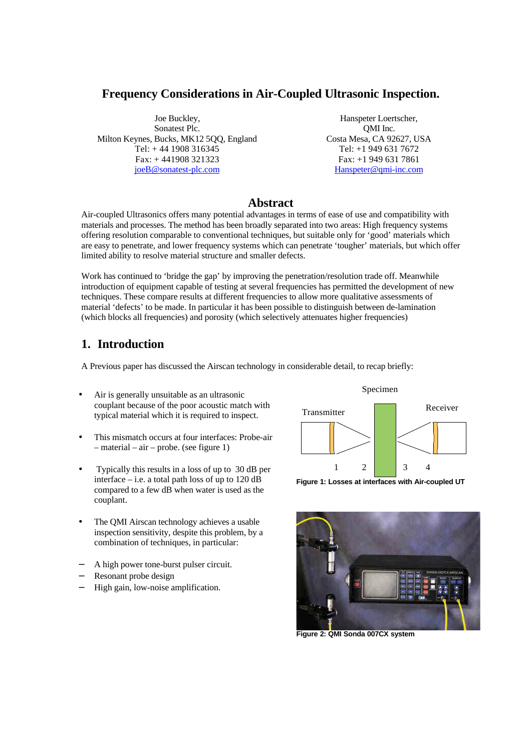# Frequency Considerations in Air-Coupled Ultrasonic Inspection.

Joe Buckley,
Sonatest Plc.
Milton Keynes, Bucks, MK12 5QQ, England
Tel: + 44 1908 316345
Fax: + 441908 321323
joeB@sonatest-plc.com

Hanspeter Loertscher,
QMI Inc.
Costa Mesa, CA 92627, USA
Tel: +1 949 631 7672
Fax: +1 949 631 7861
Hanspeter@qmi-inc.com

## Abstract

Air-coupled Ultrasonics offers many potential advantages in terms of ease of use and compatibility with materials and processes. The method has been broadly separated into two areas: High frequency systems offering resolution comparable to conventional techniques, but suitable only for 'good' materials which are easy to penetrate, and lower frequency systems which can penetrate 'tougher' materials, but which offer limited ability to resolve material structure and smaller defects.

Work has continued to 'bridge the gap' by improving the penetration/resolution trade off. Meanwhile introduction of equipment capable of testing at several frequencies has permitted the development of new techniques. These compare results at different frequencies to allow more qualitative assessments of material 'defects' to be made. In particular it has been possible to distinguish between de-lamination (which blocks all frequencies) and porosity (which selectively attenuates higher frequencies)

## 1. Introduction

A Previous paper has discussed the Airscan technology in considerable detail, to recap briefly:

- Air is generally unsuitable as an ultrasonic couplant because of the poor acoustic match with typical material which it is required to inspect.
- This mismatch occurs at four interfaces: Probe-air – material – air – probe. (see figure 1)
- Typically this results in a loss of up to 30 dB per interface – i.e. a total path loss of up to 120 dB compared to a few dB when water is used as the couplant.
- The QMI Airscan technology achieves a usable inspection sensitivity, despite this problem, by a combination of techniques, in particular:

– A high power tone-burst pulser circuit.
– Resonant probe design
– High gain, low-noise amplification.

Specimen

Transmitter

Receiver

1 2 3 4

**Figure 1: Losses at interfaces with Air-coupled UT**

**Figure 2: QMI Sonda 007CX system**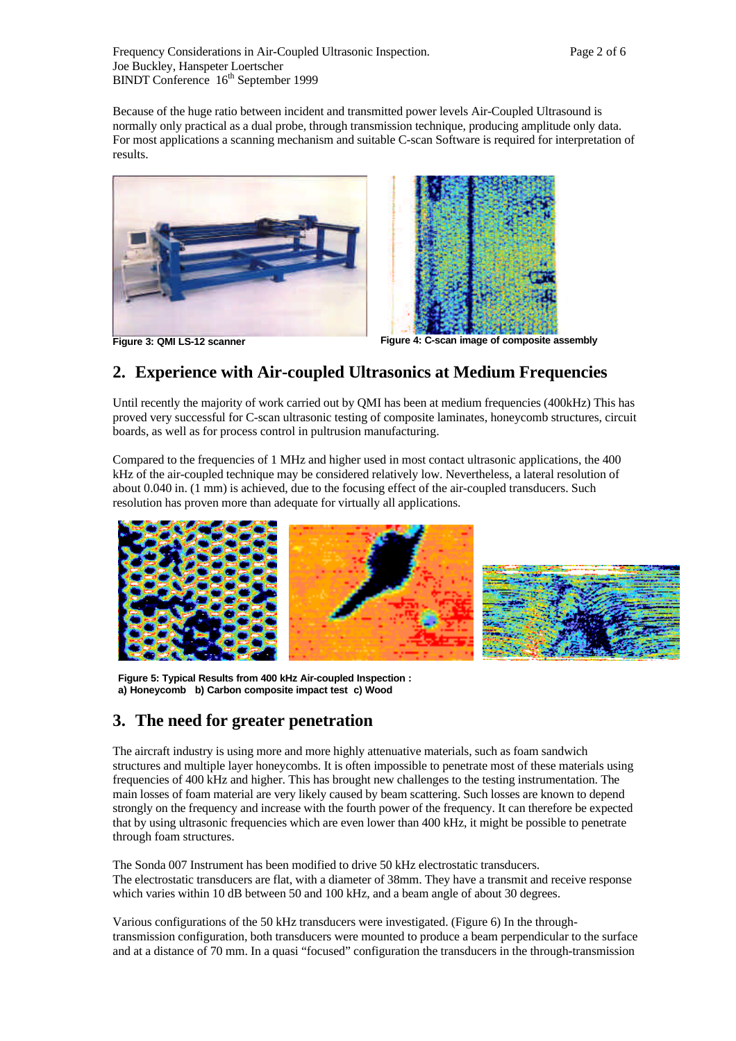Because of the huge ratio between incident and transmitted power levels Air-Coupled Ultrasound is normally only practical as a dual probe, through transmission technique, producing amplitude only data. For most applications a scanning mechanism and suitable C-scan Software is required for interpretation of results.

**Figure 3: QMI LS-12 scanner**

**Figure 4: C-scan image of composite assembly**

## 2. Experience with Air-coupled Ultrasonics at Medium Frequencies

Until recently the majority of work carried out by QMI has been at medium frequencies (400kHz) This has proved very successful for C-scan ultrasonic testing of composite laminates, honeycomb structures, circuit boards, as well as for process control in pultrusion manufacturing.

Compared to the frequencies of 1 MHz and higher used in most contact ultrasonic applications, the 400 kHz of the air-coupled technique may be considered relatively low. Nevertheless, a lateral resolution of about 0.040 in. (1 mm) is achieved, due to the focusing effect of the air-coupled transducers. Such resolution has proven more than adequate for virtually all applications.

**Figure 5: Typical Results from 400 kHz Air-coupled Inspection :**
**a) Honeycomb b) Carbon composite impact test c) Wood**

## 3. The need for greater penetration

The aircraft industry is using more and more highly attenuative materials, such as foam sandwich structures and multiple layer honeycombs. It is often impossible to penetrate most of these materials using frequencies of 400 kHz and higher. This has brought new challenges to the testing instrumentation. The main losses of foam material are very likely caused by beam scattering. Such losses are known to depend strongly on the frequency and increase with the fourth power of the frequency. It can therefore be expected that by using ultrasonic frequencies which are even lower than 400 kHz, it might be possible to penetrate through foam structures.

The Sonda 007 Instrument has been modified to drive 50 kHz electrostatic transducers.
The electrostatic transducers are flat, with a diameter of 38mm. They have a transmit and receive response which varies within 10 dB between 50 and 100 kHz, and a beam angle of about 30 degrees.

Various configurations of the 50 kHz transducers were investigated. (Figure 6) In the through-transmission configuration, both transducers were mounted to produce a beam perpendicular to the surface and at a distance of 70 mm. In a quasi "focused" configuration the transducers in the through-transmission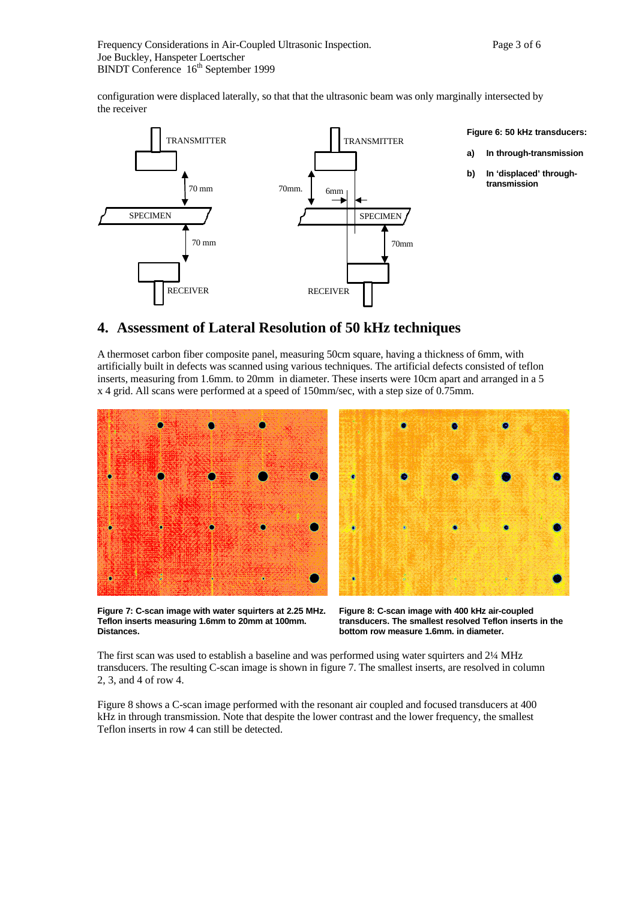configuration were displaced laterally, so that that the ultrasonic beam was only marginally intersected by the receiver

**Figure 6: 50 kHz transducers:**

**a) In through-transmission**

**b) In 'displaced' through-transmission**

## 4. Assessment of Lateral Resolution of 50 kHz techniques

A thermoset carbon fiber composite panel, measuring 50cm square, having a thickness of 6mm, with artificially built in defects was scanned using various techniques. The artificial defects consisted of teflon inserts, measuring from 1.6mm. to 20mm in diameter. These inserts were 10cm apart and arranged in a 5 x 4 grid. All scans were performed at a speed of 150mm/sec, with a step size of 0.75mm.

**Figure 7: C-scan image with water squirters at 2.25 MHz. Teflon inserts measuring 1.6mm to 20mm at 100mm. Distances.**

**Figure 8: C-scan image with 400 kHz air-coupled transducers. The smallest resolved Teflon inserts in the bottom row measure 1.6mm. in diameter.**

The first scan was used to establish a baseline and was performed using water squirters and 2¼ MHz transducers. The resulting C-scan image is shown in figure 7. The smallest inserts, are resolved in column 2, 3, and 4 of row 4.

Figure 8 shows a C-scan image performed with the resonant air coupled and focused transducers at 400 kHz in through transmission. Note that despite the lower contrast and the lower frequency, the smallest Teflon inserts in row 4 can still be detected.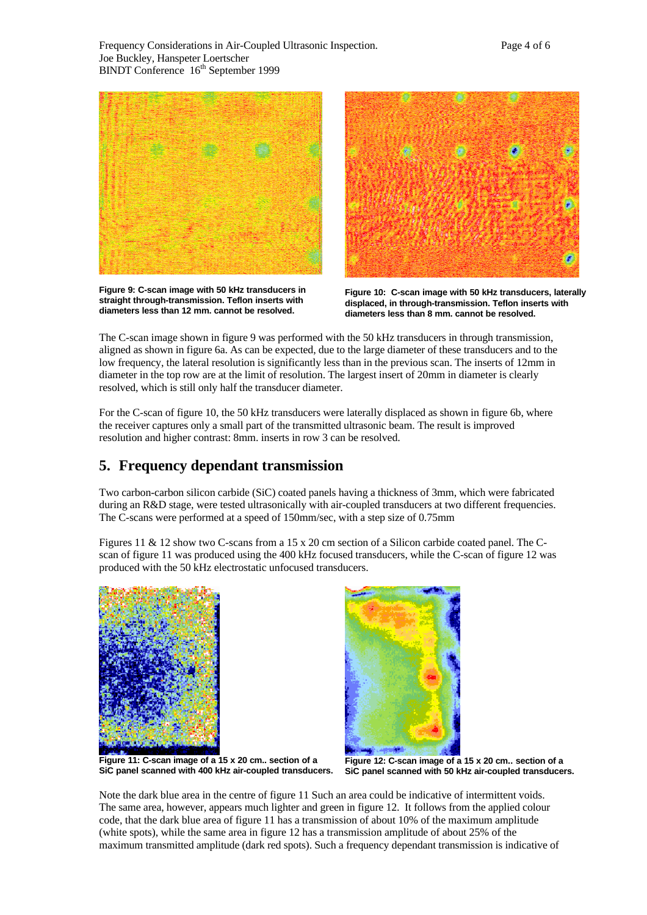Figure 9: C-scan image with 50 kHz transducers in straight through-transmission. Teflon inserts with diameters less than 12 mm. cannot be resolved.

Figure 10: C-scan image with 50 kHz transducers, laterally displaced, in through-transmission. Teflon inserts with diameters less than 8 mm. cannot be resolved.

The C-scan image shown in figure 9 was performed with the 50 kHz transducers in through transmission, aligned as shown in figure 6a. As can be expected, due to the large diameter of these transducers and to the low frequency, the lateral resolution is significantly less than in the previous scan. The inserts of 12mm in diameter in the top row are at the limit of resolution. The largest insert of 20mm in diameter is clearly resolved, which is still only half the transducer diameter.

For the C-scan of figure 10, the 50 kHz transducers were laterally displaced as shown in figure 6b, where the receiver captures only a small part of the transmitted ultrasonic beam. The result is improved resolution and higher contrast: 8mm. inserts in row 3 can be resolved.

## 5. Frequency dependant transmission

Two carbon-carbon silicon carbide (SiC) coated panels having a thickness of 3mm, which were fabricated during an R&D stage, were tested ultrasonically with air-coupled transducers at two different frequencies. The C-scans were performed at a speed of 150mm/sec, with a step size of 0.75mm

Figures 11 & 12 show two C-scans from a 15 x 20 cm section of a Silicon carbide coated panel. The C-scan of figure 11 was produced using the 400 kHz focused transducers, while the C-scan of figure 12 was produced with the 50 kHz electrostatic unfocused transducers.

Figure 11: C-scan image of a 15 x 20 cm.. section of a SiC panel scanned with 400 kHz air-coupled transducers.

Figure 12: C-scan image of a 15 x 20 cm.. section of a SiC panel scanned with 50 kHz air-coupled transducers.

Note the dark blue area in the centre of figure 11 Such an area could be indicative of intermittent voids. The same area, however, appears much lighter and green in figure 12. It follows from the applied colour code, that the dark blue area of figure 11 has a transmission of about 10% of the maximum amplitude (white spots), while the same area in figure 12 has a transmission amplitude of about 25% of the maximum transmitted amplitude (dark red spots). Such a frequency dependant transmission is indicative of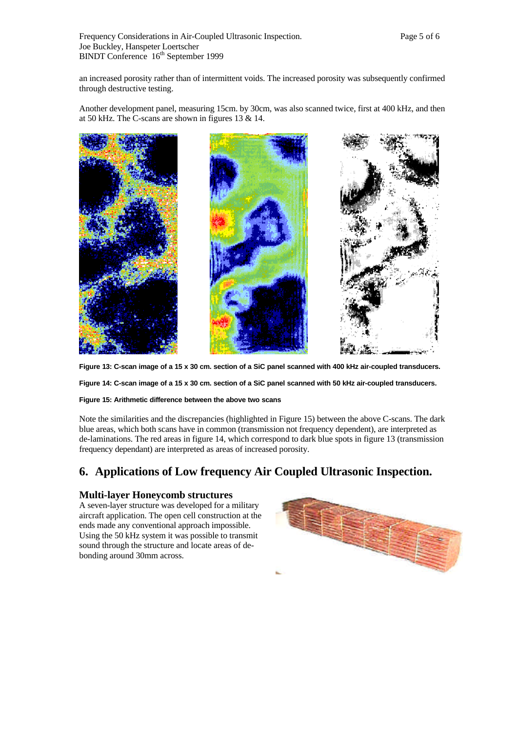an increased porosity rather than of intermittent voids. The increased porosity was subsequently confirmed through destructive testing.

Another development panel, measuring 15cm. by 30cm, was also scanned twice, first at 400 kHz, and then at 50 kHz. The C-scans are shown in figures 13 & 14.

**Figure 13: C-scan image of a 15 x 30 cm. section of a SiC panel scanned with 400 kHz air-coupled transducers.**

**Figure 14: C-scan image of a 15 x 30 cm. section of a SiC panel scanned with 50 kHz air-coupled transducers.**

**Figure 15: Arithmetic difference between the above two scans**

Note the similarities and the discrepancies (highlighted in Figure 15) between the above C-scans. The dark blue areas, which both scans have in common (transmission not frequency dependent), are interpreted as de-laminations. The red areas in figure 14, which correspond to dark blue spots in figure 13 (transmission frequency dependant) are interpreted as areas of increased porosity.

# 6. Applications of Low frequency Air Coupled Ultrasonic Inspection.

### Multi-layer Honeycomb structures

A seven-layer structure was developed for a military aircraft application. The open cell construction at the ends made any conventional approach impossible. Using the 50 kHz system it was possible to transmit sound through the structure and locate areas of de-bonding around 30mm across.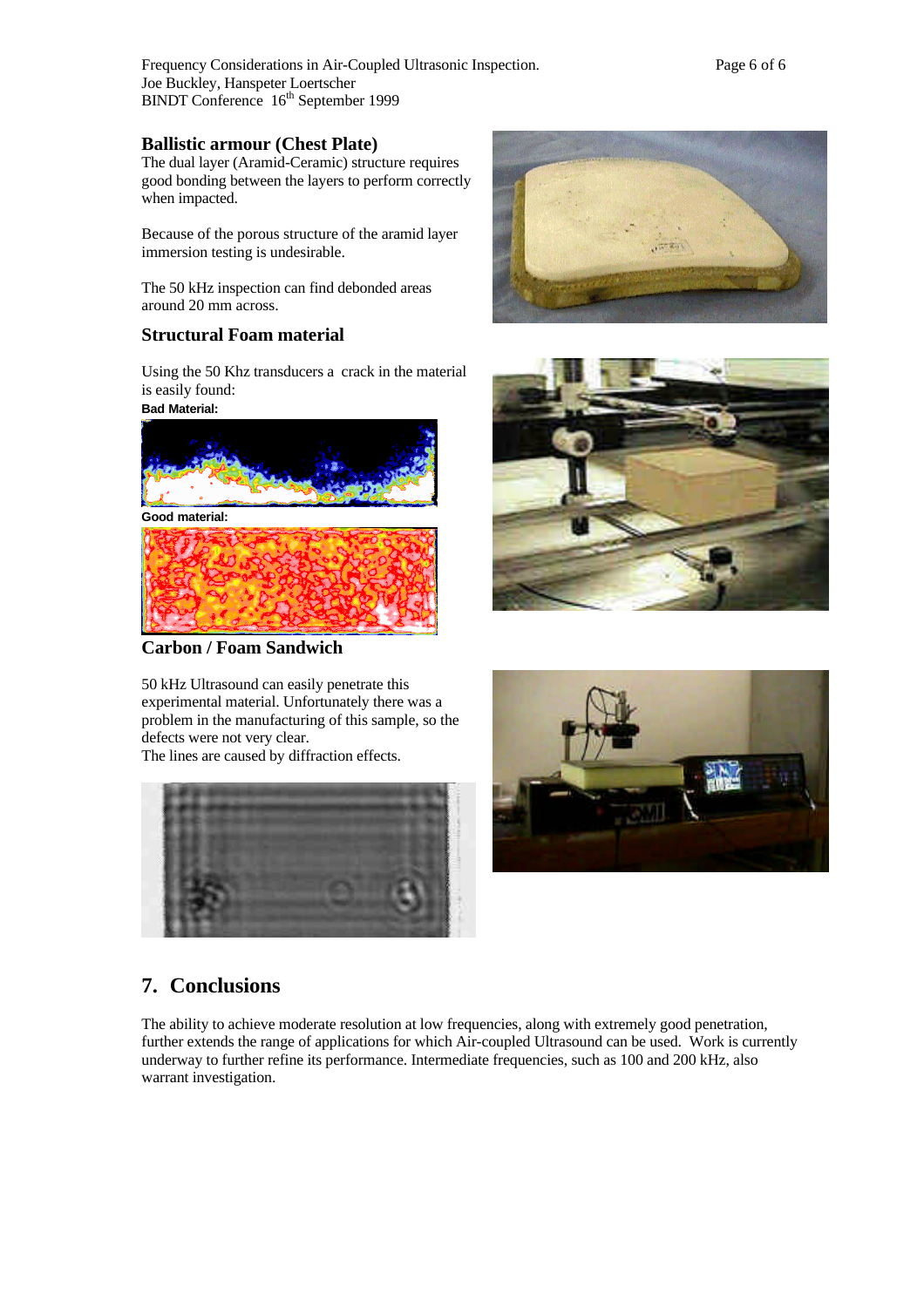### Ballistic armour (Chest Plate)

The dual layer (Aramid-Ceramic) structure requires good bonding between the layers to perform correctly when impacted.

Because of the porous structure of the aramid layer immersion testing is undesirable.

The 50 kHz inspection can find debonded areas around 20 mm across.

### Structural Foam material

Using the 50 Khz transducers a crack in the material is easily found:

**Bad Material:**

**Good material:**

### Carbon / Foam Sandwich

50 kHz Ultrasound can easily penetrate this experimental material. Unfortunately there was a problem in the manufacturing of this sample, so the defects were not very clear.
The lines are caused by diffraction effects.

## 7. Conclusions

The ability to achieve moderate resolution at low frequencies, along with extremely good penetration, further extends the range of applications for which Air-coupled Ultrasound can be used. Work is currently underway to further refine its performance. Intermediate frequencies, such as 100 and 200 kHz, also warrant investigation.